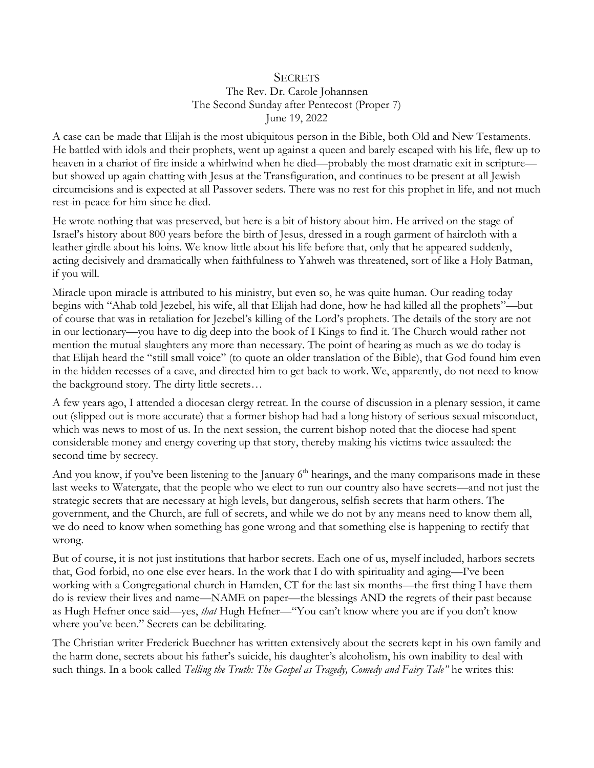# Secrets

The Rev. Dr. Carole Johannsen
The Second Sunday after Pentecost (Proper 7)
June 19, 2022

A case can be made that Elijah is the most ubiquitous person in the Bible, both Old and New Testaments. He battled with idols and their prophets, went up against a queen and barely escaped with his life, flew up to heaven in a chariot of fire inside a whirlwind when he died—probably the most dramatic exit in scripture—but showed up again chatting with Jesus at the Transfiguration, and continues to be present at all Jewish circumcisions and is expected at all Passover seders. There was no rest for this prophet in life, and not much rest-in-peace for him since he died.

He wrote nothing that was preserved, but here is a bit of history about him. He arrived on the stage of Israel's history about 800 years before the birth of Jesus, dressed in a rough garment of haircloth with a leather girdle about his loins. We know little about his life before that, only that he appeared suddenly, acting decisively and dramatically when faithfulness to Yahweh was threatened, sort of like a Holy Batman, if you will.

Miracle upon miracle is attributed to his ministry, but even so, he was quite human. Our reading today begins with "Ahab told Jezebel, his wife, all that Elijah had done, how he had killed all the prophets"—but of course that was in retaliation for Jezebel's killing of the Lord's prophets. The details of the story are not in our lectionary—you have to dig deep into the book of I Kings to find it. The Church would rather not mention the mutual slaughters any more than necessary. The point of hearing as much as we do today is that Elijah heard the "still small voice" (to quote an older translation of the Bible), that God found him even in the hidden recesses of a cave, and directed him to get back to work. We, apparently, do not need to know the background story. The dirty little secrets…

A few years ago, I attended a diocesan clergy retreat. In the course of discussion in a plenary session, it came out (slipped out is more accurate) that a former bishop had had a long history of serious sexual misconduct, which was news to most of us. In the next session, the current bishop noted that the diocese had spent considerable money and energy covering up that story, thereby making his victims twice assaulted: the second time by secrecy.

And you know, if you've been listening to the January 6th hearings, and the many comparisons made in these last weeks to Watergate, that the people who we elect to run our country also have secrets—and not just the strategic secrets that are necessary at high levels, but dangerous, selfish secrets that harm others. The government, and the Church, are full of secrets, and while we do not by any means need to know them all, we do need to know when something has gone wrong and that something else is happening to rectify that wrong.

But of course, it is not just institutions that harbor secrets. Each one of us, myself included, harbors secrets that, God forbid, no one else ever hears. In the work that I do with spirituality and aging—I've been working with a Congregational church in Hamden, CT for the last six months—the first thing I have them do is review their lives and name—NAME on paper—the blessings AND the regrets of their past because as Hugh Hefner once said—yes, *that* Hugh Hefner—"You can't know where you are if you don't know where you've been." Secrets can be debilitating.

The Christian writer Frederick Buechner has written extensively about the secrets kept in his own family and the harm done, secrets about his father's suicide, his daughter's alcoholism, his own inability to deal with such things. In a book called *Telling the Truth: The Gospel as Tragedy, Comedy and Fairy Tale"* he writes this: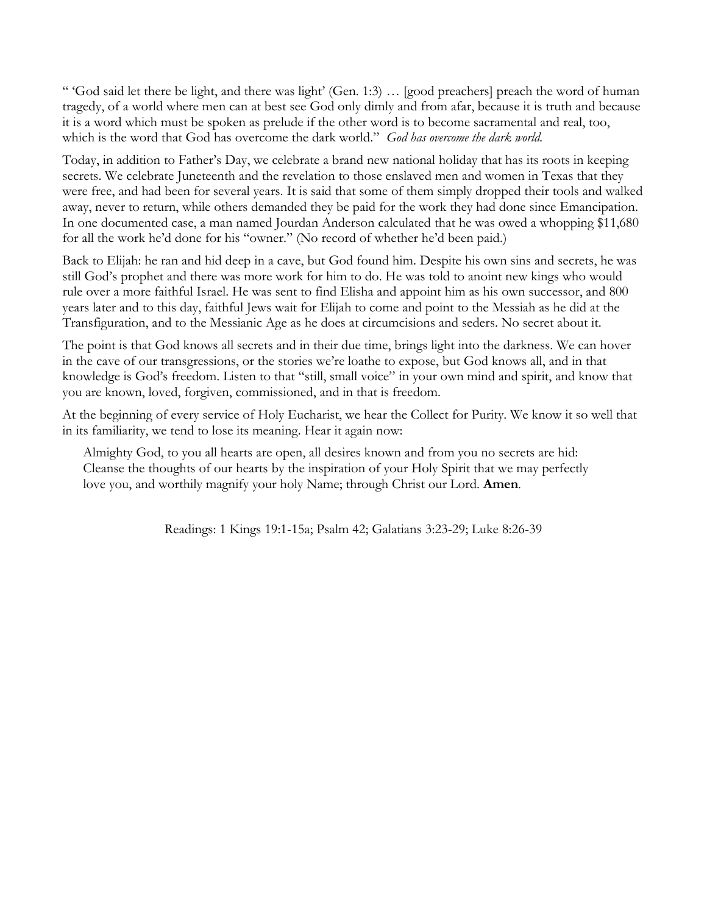" 'God said let there be light, and there was light' (Gen. 1:3) … [good preachers] preach the word of human tragedy, of a world where men can at best see God only dimly and from afar, because it is truth and because it is a word which must be spoken as prelude if the other word is to become sacramental and real, too, which is the word that God has overcome the dark world." *God has overcome the dark world.*

Today, in addition to Father's Day, we celebrate a brand new national holiday that has its roots in keeping secrets. We celebrate Juneteenth and the revelation to those enslaved men and women in Texas that they were free, and had been for several years. It is said that some of them simply dropped their tools and walked away, never to return, while others demanded they be paid for the work they had done since Emancipation. In one documented case, a man named Jourdan Anderson calculated that he was owed a whopping $11,680 for all the work he'd done for his "owner." (No record of whether he'd been paid.)

Back to Elijah: he ran and hid deep in a cave, but God found him. Despite his own sins and secrets, he was still God's prophet and there was more work for him to do. He was told to anoint new kings who would rule over a more faithful Israel. He was sent to find Elisha and appoint him as his own successor, and 800 years later and to this day, faithful Jews wait for Elijah to come and point to the Messiah as he did at the Transfiguration, and to the Messianic Age as he does at circumcisions and seders. No secret about it.

The point is that God knows all secrets and in their due time, brings light into the darkness. We can hover in the cave of our transgressions, or the stories we're loathe to expose, but God knows all, and in that knowledge is God's freedom. Listen to that "still, small voice" in your own mind and spirit, and know that you are known, loved, forgiven, commissioned, and in that is freedom.

At the beginning of every service of Holy Eucharist, we hear the Collect for Purity. We know it so well that in its familiarity, we tend to lose its meaning. Hear it again now:

> Almighty God, to you all hearts are open, all desires known and from you no secrets are hid: Cleanse the thoughts of our hearts by the inspiration of your Holy Spirit that we may perfectly love you, and worthily magnify your holy Name; through Christ our Lord. **Amen**.

Readings: 1 Kings 19:1-15a; Psalm 42; Galatians 3:23-29; Luke 8:26-39